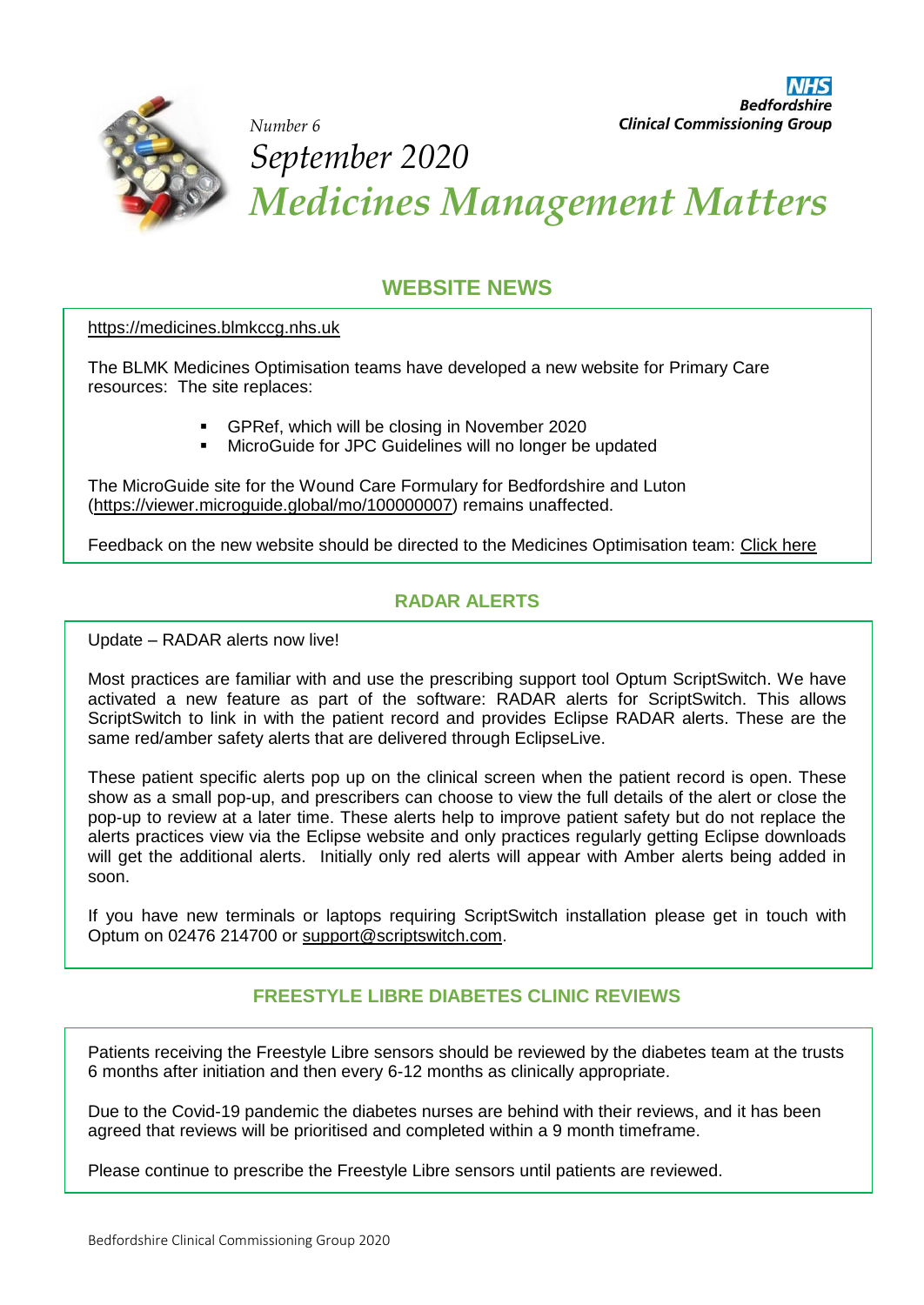NHS
Bedfordshire
Clinical Commissioning Group

*Number 6*

*September 2020*

# *Medicines Management Matters*

## WEBSITE NEWS

https://medicines.blmkccg.nhs.uk

The BLMK Medicines Optimisation teams have developed a new website for Primary Care resources: The site replaces:

- GPRef, which will be closing in November 2020
- MicroGuide for JPC Guidelines will no longer be updated

The MicroGuide site for the Wound Care Formulary for Bedfordshire and Luton (https://viewer.microguide.global/mo/100000007) remains unaffected.

Feedback on the new website should be directed to the Medicines Optimisation team: Click here

## RADAR ALERTS

Update – RADAR alerts now live!

Most practices are familiar with and use the prescribing support tool Optum ScriptSwitch. We have activated a new feature as part of the software: RADAR alerts for ScriptSwitch. This allows ScriptSwitch to link in with the patient record and provides Eclipse RADAR alerts. These are the same red/amber safety alerts that are delivered through EclipseLive.

These patient specific alerts pop up on the clinical screen when the patient record is open. These show as a small pop-up, and prescribers can choose to view the full details of the alert or close the pop-up to review at a later time. These alerts help to improve patient safety but do not replace the alerts practices view via the Eclipse website and only practices regularly getting Eclipse downloads will get the additional alerts. Initially only red alerts will appear with Amber alerts being added in soon.

If you have new terminals or laptops requiring ScriptSwitch installation please get in touch with Optum on 02476 214700 or support@scriptswitch.com.

## FREESTYLE LIBRE DIABETES CLINIC REVIEWS

Patients receiving the Freestyle Libre sensors should be reviewed by the diabetes team at the trusts 6 months after initiation and then every 6-12 months as clinically appropriate.

Due to the Covid-19 pandemic the diabetes nurses are behind with their reviews, and it has been agreed that reviews will be prioritised and completed within a 9 month timeframe.

Please continue to prescribe the Freestyle Libre sensors until patients are reviewed.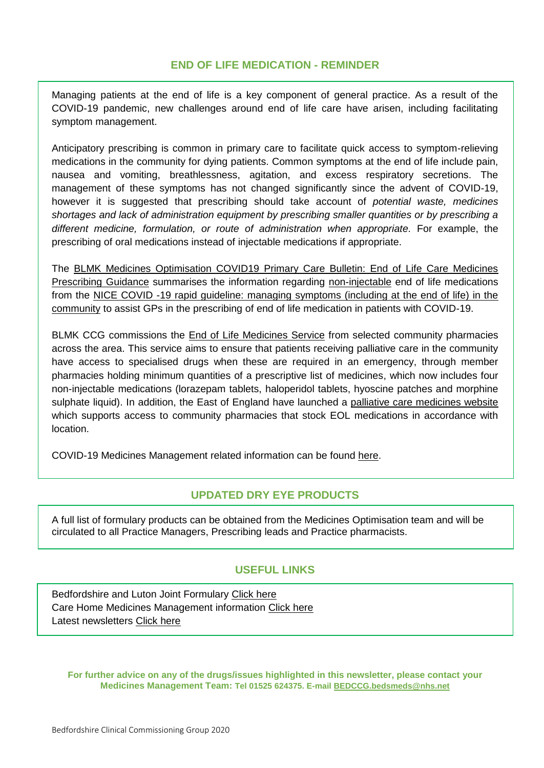## END OF LIFE MEDICATION - REMINDER

Managing patients at the end of life is a key component of general practice. As a result of the COVID-19 pandemic, new challenges around end of life care have arisen, including facilitating symptom management.

Anticipatory prescribing is common in primary care to facilitate quick access to symptom-relieving medications in the community for dying patients. Common symptoms at the end of life include pain, nausea and vomiting, breathlessness, agitation, and excess respiratory secretions. The management of these symptoms has not changed significantly since the advent of COVID-19, however it is suggested that prescribing should take account of *potential waste, medicines shortages and lack of administration equipment by prescribing smaller quantities or by prescribing a different medicine, formulation, or route of administration when appropriate.* For example, the prescribing of oral medications instead of injectable medications if appropriate.

The BLMK Medicines Optimisation COVID19 Primary Care Bulletin: End of Life Care Medicines Prescribing Guidance summarises the information regarding non-injectable end of life medications from the NICE COVID -19 rapid guideline: managing symptoms (including at the end of life) in the community to assist GPs in the prescribing of end of life medication in patients with COVID-19.

BLMK CCG commissions the End of Life Medicines Service from selected community pharmacies across the area. This service aims to ensure that patients receiving palliative care in the community have access to specialised drugs when these are required in an emergency, through member pharmacies holding minimum quantities of a prescriptive list of medicines, which now includes four non-injectable medications (lorazepam tablets, haloperidol tablets, hyoscine patches and morphine sulphate liquid). In addition, the East of England have launched a palliative care medicines website which supports access to community pharmacies that stock EOL medications in accordance with location.

COVID-19 Medicines Management related information can be found here.

## UPDATED DRY EYE PRODUCTS

A full list of formulary products can be obtained from the Medicines Optimisation team and will be circulated to all Practice Managers, Prescribing leads and Practice pharmacists.

## USEFUL LINKS

Bedfordshire and Luton Joint Formulary Click here
Care Home Medicines Management information Click here
Latest newsletters Click here

**For further advice on any of the drugs/issues highlighted in this newsletter, please contact your Medicines Management Team: Tel 01525 624375. E-mail BEDCCG.bedsmeds@nhs.net**

Bedfordshire Clinical Commissioning Group 2020